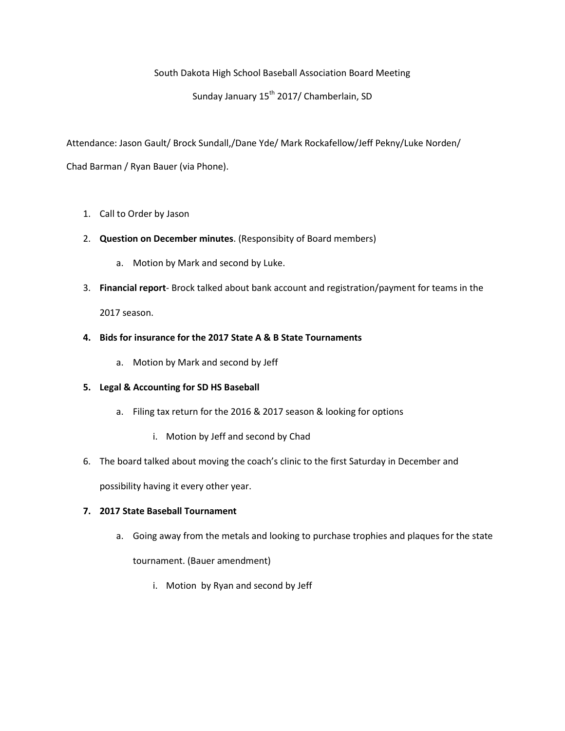South Dakota High School Baseball Association Board Meeting

Sunday January 15th 2017/ Chamberlain, SD

Attendance: Jason Gault/ Brock Sundall,/Dane Yde/ Mark Rockafellow/Jeff Pekny/Luke Norden/ Chad Barman / Ryan Bauer (via Phone).

1. Call to Order by Jason
2. **Question on December minutes**. (Responsibity of Board members)
    a. Motion by Mark and second by Luke.
3. **Financial report**- Brock talked about bank account and registration/payment for teams in the 2017 season.
4. **Bids for insurance for the 2017 State A & B State Tournaments**
    a. Motion by Mark and second by Jeff
5. **Legal & Accounting for SD HS Baseball**
    a. Filing tax return for the 2016 & 2017 season & looking for options
        i. Motion by Jeff and second by Chad
6. The board talked about moving the coach's clinic to the first Saturday in December and possibility having it every other year.
7. **2017 State Baseball Tournament**
    a. Going away from the metals and looking to purchase trophies and plaques for the state tournament. (Bauer amendment)
        i. Motion by Ryan and second by Jeff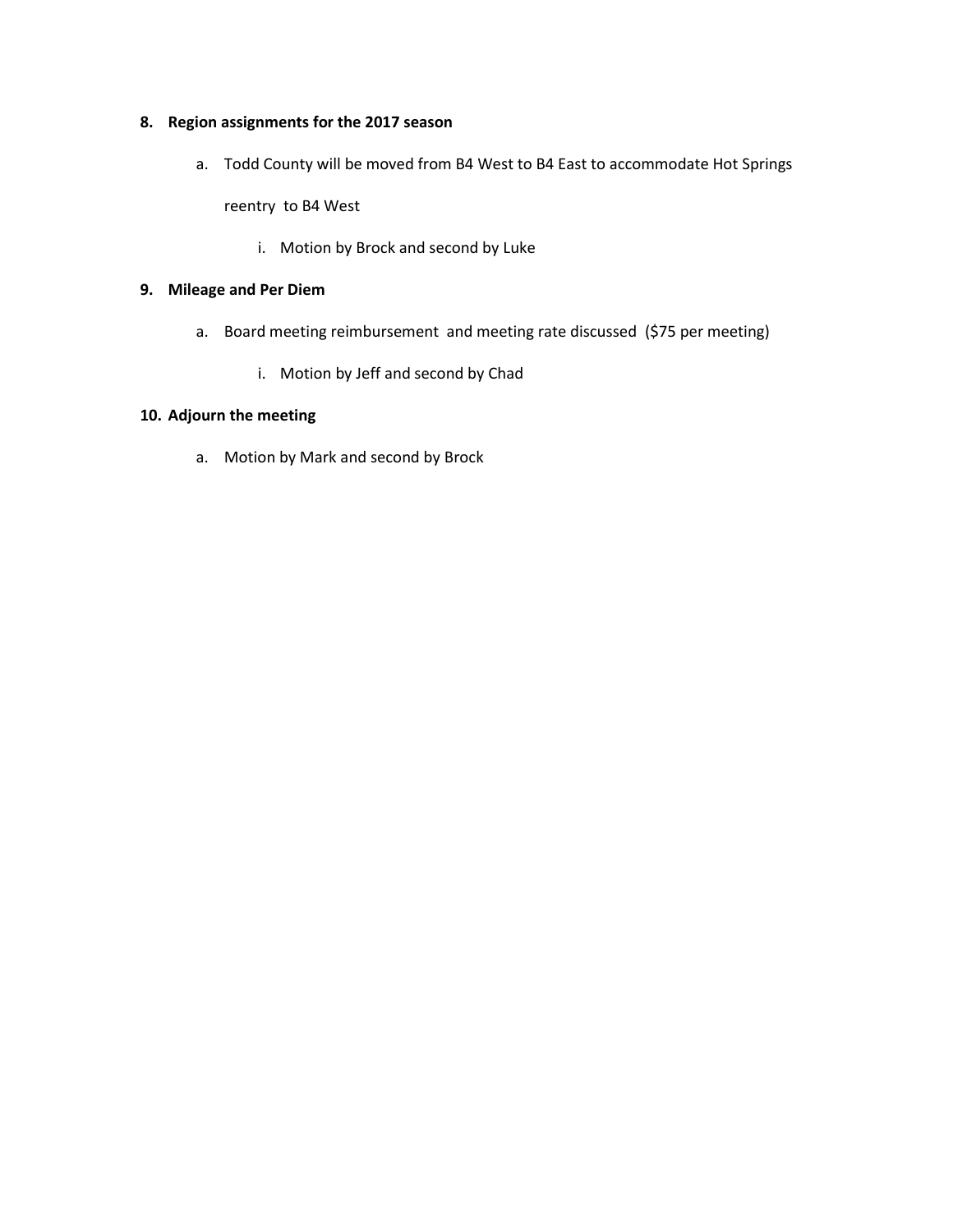8. **Region assignments for the 2017 season**

    a. Todd County will be moved from B4 West to B4 East to accommodate Hot Springs reentry to B4 West

        i. Motion by Brock and second by Luke

9. **Mileage and Per Diem**

    a. Board meeting reimbursement and meeting rate discussed ($75 per meeting)

        i. Motion by Jeff and second by Chad

10. **Adjourn the meeting**

    a. Motion by Mark and second by Brock